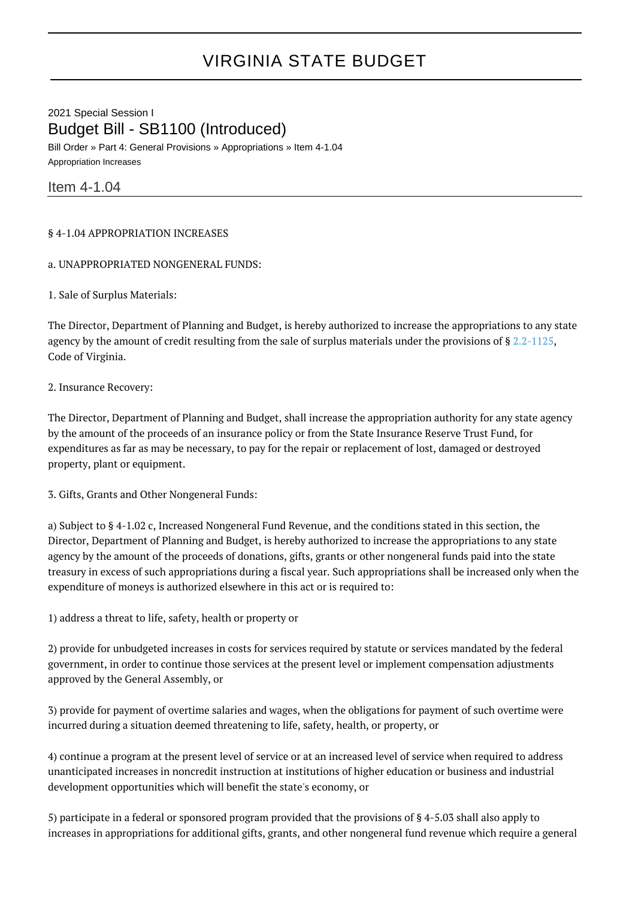# VIRGINIA STATE BUDGET

2021 Special Session I

## Budget Bill - SB1100 (Introduced)

Bill Order » Part 4: General Provisions » Appropriations » Item 4-1.04

Appropriation Increases

### Item 4-1.04

§ 4-1.04 APPROPRIATION INCREASES

a. UNAPPROPRIATED NONGENERAL FUNDS:

1. Sale of Surplus Materials:

The Director, Department of Planning and Budget, is hereby authorized to increase the appropriations to any state agency by the amount of credit resulting from the sale of surplus materials under the provisions of § 2.2-1125, Code of Virginia.

2. Insurance Recovery:

The Director, Department of Planning and Budget, shall increase the appropriation authority for any state agency by the amount of the proceeds of an insurance policy or from the State Insurance Reserve Trust Fund, for expenditures as far as may be necessary, to pay for the repair or replacement of lost, damaged or destroyed property, plant or equipment.

3. Gifts, Grants and Other Nongeneral Funds:

a) Subject to § 4-1.02 c, Increased Nongeneral Fund Revenue, and the conditions stated in this section, the Director, Department of Planning and Budget, is hereby authorized to increase the appropriations to any state agency by the amount of the proceeds of donations, gifts, grants or other nongeneral funds paid into the state treasury in excess of such appropriations during a fiscal year. Such appropriations shall be increased only when the expenditure of moneys is authorized elsewhere in this act or is required to:

1) address a threat to life, safety, health or property or

2) provide for unbudgeted increases in costs for services required by statute or services mandated by the federal government, in order to continue those services at the present level or implement compensation adjustments approved by the General Assembly, or

3) provide for payment of overtime salaries and wages, when the obligations for payment of such overtime were incurred during a situation deemed threatening to life, safety, health, or property, or

4) continue a program at the present level of service or at an increased level of service when required to address unanticipated increases in noncredit instruction at institutions of higher education or business and industrial development opportunities which will benefit the state's economy, or

5) participate in a federal or sponsored program provided that the provisions of § 4-5.03 shall also apply to increases in appropriations for additional gifts, grants, and other nongeneral fund revenue which require a general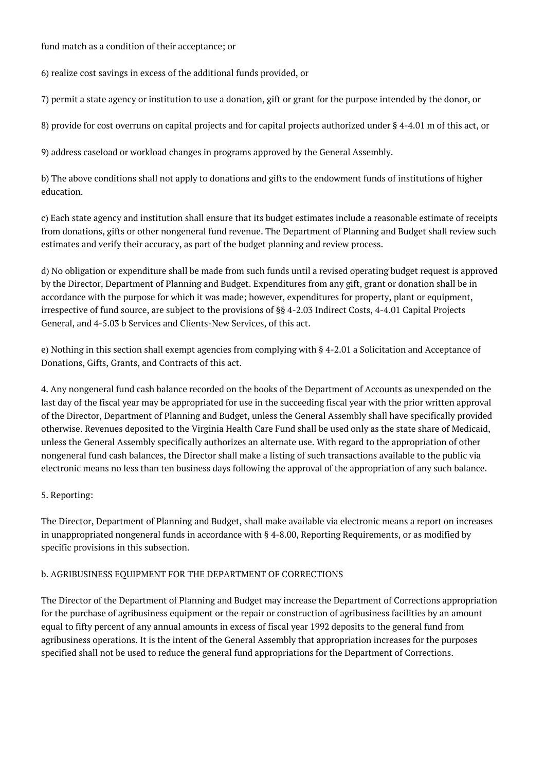fund match as a condition of their acceptance; or

6) realize cost savings in excess of the additional funds provided, or

7) permit a state agency or institution to use a donation, gift or grant for the purpose intended by the donor, or

8) provide for cost overruns on capital projects and for capital projects authorized under § 4-4.01 m of this act, or

9) address caseload or workload changes in programs approved by the General Assembly.

b) The above conditions shall not apply to donations and gifts to the endowment funds of institutions of higher education.

c) Each state agency and institution shall ensure that its budget estimates include a reasonable estimate of receipts from donations, gifts or other nongeneral fund revenue. The Department of Planning and Budget shall review such estimates and verify their accuracy, as part of the budget planning and review process.

d) No obligation or expenditure shall be made from such funds until a revised operating budget request is approved by the Director, Department of Planning and Budget. Expenditures from any gift, grant or donation shall be in accordance with the purpose for which it was made; however, expenditures for property, plant or equipment, irrespective of fund source, are subject to the provisions of §§ 4-2.03 Indirect Costs, 4-4.01 Capital Projects General, and 4-5.03 b Services and Clients-New Services, of this act.

e) Nothing in this section shall exempt agencies from complying with § 4-2.01 a Solicitation and Acceptance of Donations, Gifts, Grants, and Contracts of this act.

4. Any nongeneral fund cash balance recorded on the books of the Department of Accounts as unexpended on the last day of the fiscal year may be appropriated for use in the succeeding fiscal year with the prior written approval of the Director, Department of Planning and Budget, unless the General Assembly shall have specifically provided otherwise. Revenues deposited to the Virginia Health Care Fund shall be used only as the state share of Medicaid, unless the General Assembly specifically authorizes an alternate use. With regard to the appropriation of other nongeneral fund cash balances, the Director shall make a listing of such transactions available to the public via electronic means no less than ten business days following the approval of the appropriation of any such balance.

5. Reporting:

The Director, Department of Planning and Budget, shall make available via electronic means a report on increases in unappropriated nongeneral funds in accordance with § 4-8.00, Reporting Requirements, or as modified by specific provisions in this subsection.

b. AGRIBUSINESS EQUIPMENT FOR THE DEPARTMENT OF CORRECTIONS

The Director of the Department of Planning and Budget may increase the Department of Corrections appropriation for the purchase of agribusiness equipment or the repair or construction of agribusiness facilities by an amount equal to fifty percent of any annual amounts in excess of fiscal year 1992 deposits to the general fund from agribusiness operations. It is the intent of the General Assembly that appropriation increases for the purposes specified shall not be used to reduce the general fund appropriations for the Department of Corrections.